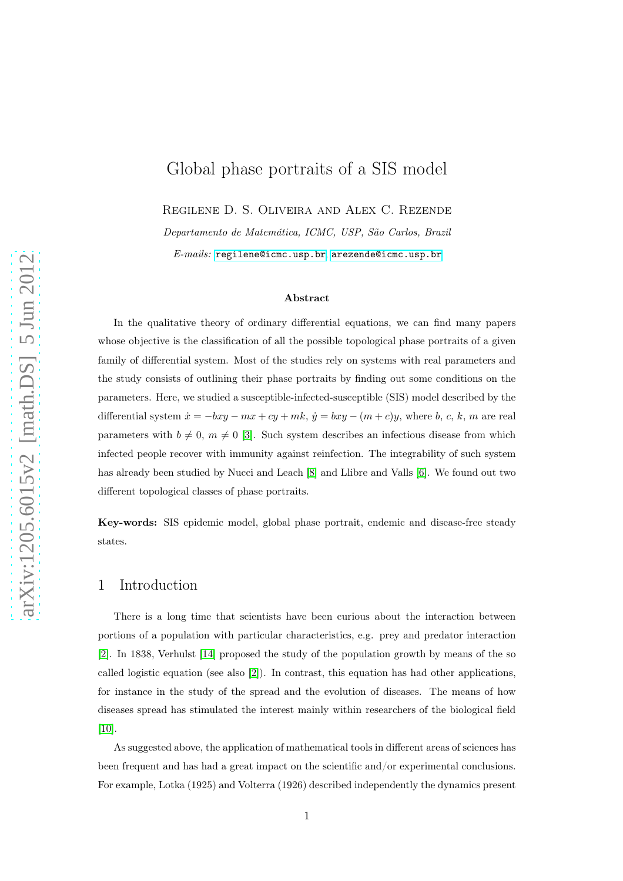# Global phase portraits of a SIS model

Regilene D. S. Oliveira and Alex C. Rezende

*Departamento de Matemática, ICMC, USP, São Carlos, Brazil*

*E-mails:* regilene@icmc.usp.br, arezende@icmc.usp.br

### Abstract

In the qualitative theory of ordinary differential equations, we can find many papers whose objective is the classification of all the possible topological phase portraits of a given family of differential system. Most of the studies rely on systems with real parameters and the study consists of outlining their phase portraits by finding out some conditions on the parameters. Here, we studied a susceptible-infected-susceptible (SIS) model described by the differential system $\dot{x} = -bxy - mx + cy + mk$, $\dot{y} = bxy - (m + c)y$, where $b$, $c$, $k$, $m$ are real parameters with $b \neq 0$, $m \neq 0$ [3]. Such system describes an infectious disease from which infected people recover with immunity against reinfection. The integrability of such system has already been studied by Nucci and Leach [8] and Llibre and Valls [6]. We found out two different topological classes of phase portraits.

**Key-words:** SIS epidemic model, global phase portrait, endemic and disease-free steady states.

## 1 Introduction

There is a long time that scientists have been curious about the interaction between portions of a population with particular characteristics, e.g. prey and predator interaction [2]. In 1838, Verhulst [14] proposed the study of the population growth by means of the so called logistic equation (see also [2]). In contrast, this equation has had other applications, for instance in the study of the spread and the evolution of diseases. The means of how diseases spread has stimulated the interest mainly within researchers of the biological field [10].

As suggested above, the application of mathematical tools in different areas of sciences has been frequent and has had a great impact on the scientific and/or experimental conclusions. For example, Lotka (1925) and Volterra (1926) described independently the dynamics present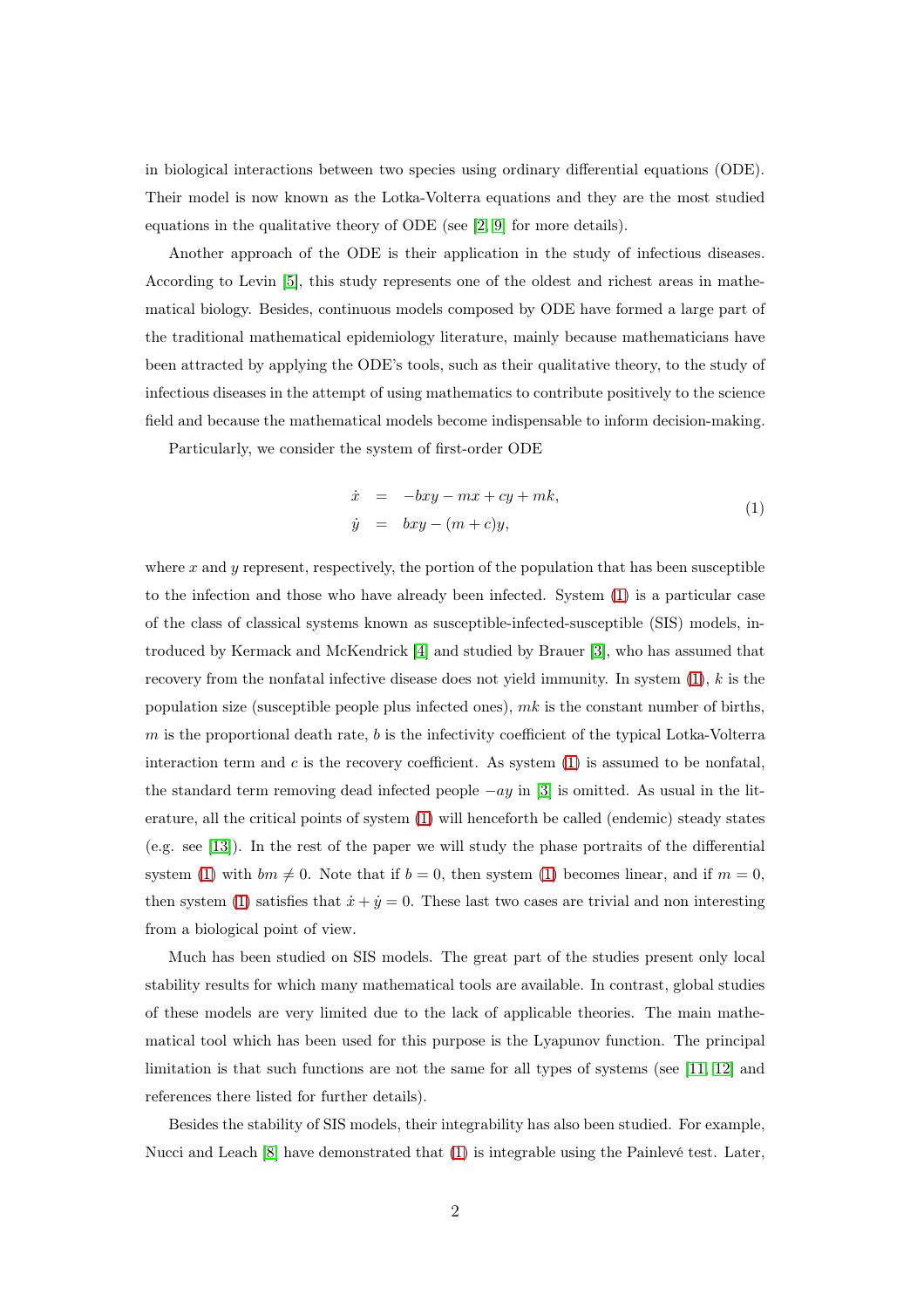in biological interactions between two species using ordinary differential equations (ODE). Their model is now known as the Lotka-Volterra equations and they are the most studied equations in the qualitative theory of ODE (see [2, 9] for more details).

Another approach of the ODE is their application in the study of infectious diseases. According to Levin [5], this study represents one of the oldest and richest areas in mathematical biology. Besides, continuous models composed by ODE have formed a large part of the traditional mathematical epidemiology literature, mainly because mathematicians have been attracted by applying the ODE's tools, such as their qualitative theory, to the study of infectious diseases in the attempt of using mathematics to contribute positively to the science field and because the mathematical models become indispensable to inform decision-making.

Particularly, we consider the system of first-order ODE

$$
\begin{aligned}
\dot{x} &= -bxy - mx + cy + mk, \\
\dot{y} &= bxy - (m + c)y,
\end{aligned}
\tag{1}
$$

where $x$ and $y$ represent, respectively, the portion of the population that has been susceptible to the infection and those who have already been infected. System (1) is a particular case of the class of classical systems known as susceptible-infected-susceptible (SIS) models, introduced by Kermack and McKendrick [4] and studied by Brauer [3], who has assumed that recovery from the nonfatal infective disease does not yield immunity. In system (1), $k$ is the population size (susceptible people plus infected ones), $mk$ is the constant number of births, $m$ is the proportional death rate, $b$ is the infectivity coefficient of the typical Lotka-Volterra interaction term and $c$ is the recovery coefficient. As system (1) is assumed to be nonfatal, the standard term removing dead infected people $-ay$ in [3] is omitted. As usual in the literature, all the critical points of system (1) will henceforth be called (endemic) steady states (e.g. see [13]). In the rest of the paper we will study the phase portraits of the differential system (1) with $bm \neq 0$. Note that if $b = 0$, then system (1) becomes linear, and if $m = 0$, then system (1) satisfies that $\dot{x} + \dot{y} = 0$. These last two cases are trivial and non interesting from a biological point of view.

Much has been studied on SIS models. The great part of the studies present only local stability results for which many mathematical tools are available. In contrast, global studies of these models are very limited due to the lack of applicable theories. The main mathematical tool which has been used for this purpose is the Lyapunov function. The principal limitation is that such functions are not the same for all types of systems (see [11, 12] and references there listed for further details).

Besides the stability of SIS models, their integrability has also been studied. For example, Nucci and Leach [8] have demonstrated that (1) is integrable using the Painlevé test. Later,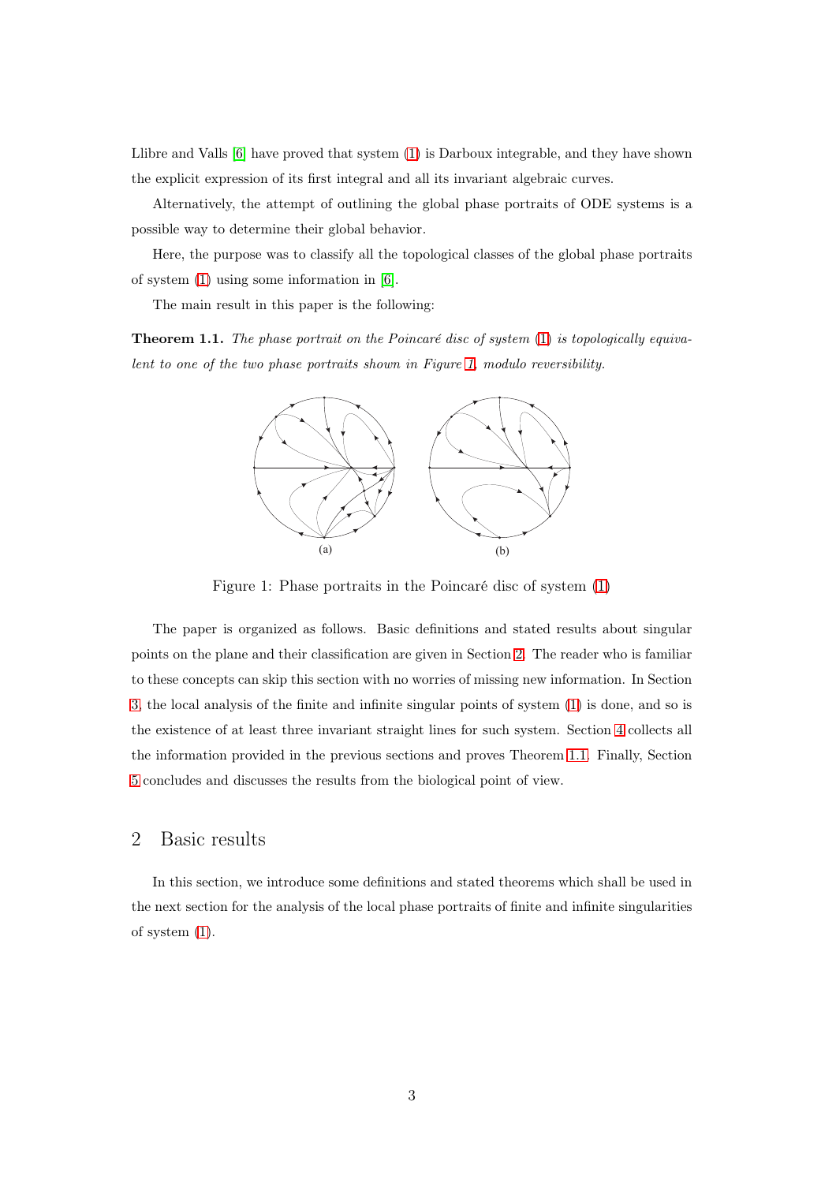Llibre and Valls [6] have proved that system (1) is Darboux integrable, and they have shown the explicit expression of its first integral and all its invariant algebraic curves.

Alternatively, the attempt of outlining the global phase portraits of ODE systems is a possible way to determine their global behavior.

Here, the purpose was to classify all the topological classes of the global phase portraits of system (1) using some information in [6].

The main result in this paper is the following:

**Theorem 1.1.** *The phase portrait on the Poincaré disc of system* (1) *is topologically equivalent to one of the two phase portraits shown in Figure 1, modulo reversibility.*

Figure 1: Phase portraits in the Poincaré disc of system (1)

The paper is organized as follows. Basic definitions and stated results about singular points on the plane and their classification are given in Section 2. The reader who is familiar to these concepts can skip this section with no worries of missing new information. In Section 3, the local analysis of the finite and infinite singular points of system (1) is done, and so is the existence of at least three invariant straight lines for such system. Section 4 collects all the information provided in the previous sections and proves Theorem 1.1. Finally, Section 5 concludes and discusses the results from the biological point of view.

## 2 Basic results

In this section, we introduce some definitions and stated theorems which shall be used in the next section for the analysis of the local phase portraits of finite and infinite singularities of system (1).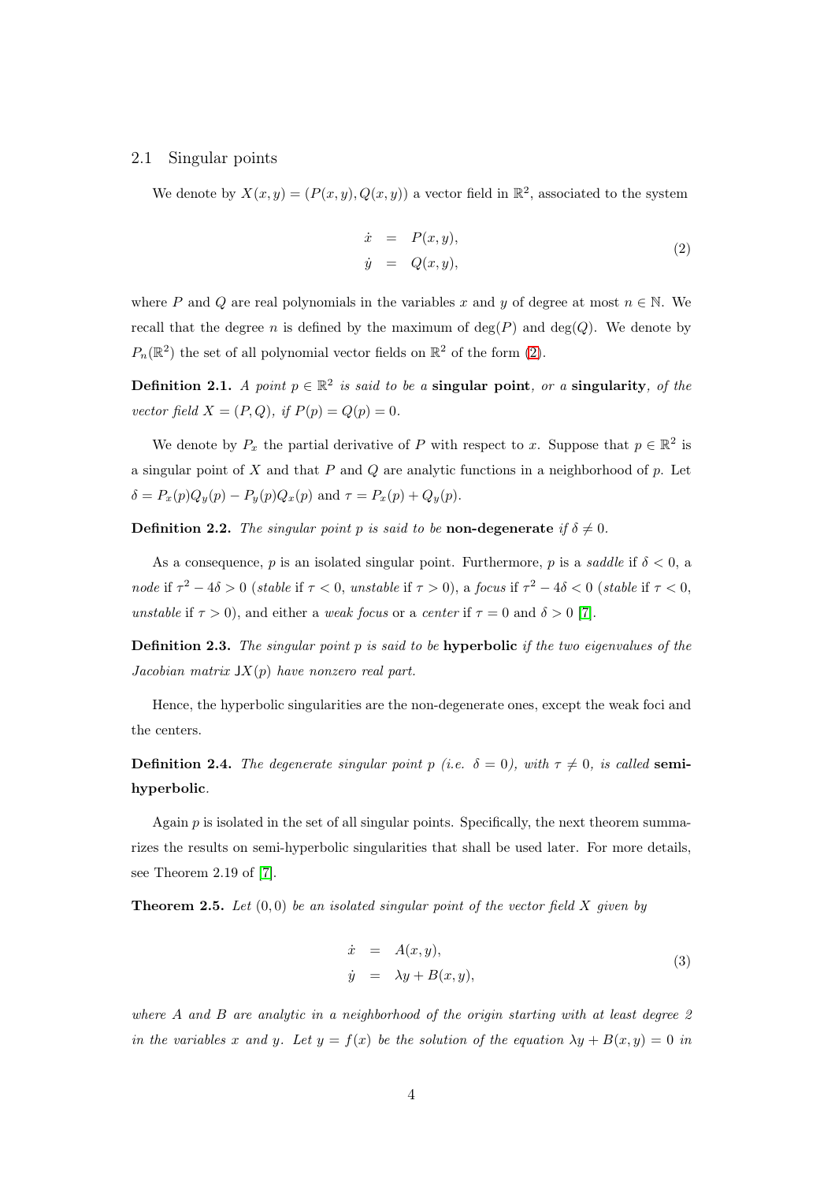### 2.1 Singular points

We denote by $X(x,y) = (P(x,y), Q(x,y))$ a vector field in $\mathbb{R}^2$, associated to the system

$$
\begin{aligned}
\dot{x} &= P(x,y), \\
\dot{y} &= Q(x,y),
\end{aligned}
\tag{2}
$$

where $P$ and $Q$ are real polynomials in the variables $x$ and $y$ of degree at most $n \in \mathbb{N}$. We recall that the degree $n$ is defined by the maximum of $\deg(P)$ and $\deg(Q)$. We denote by $P_n(\mathbb{R}^2)$ the set of all polynomial vector fields on $\mathbb{R}^2$ of the form (2).

**Definition 2.1.** *A point $p \in \mathbb{R}^2$ is said to be a* **singular point***, or a* **singularity***, of the vector field $X = (P,Q)$, if $P(p) = Q(p) = 0$.*

We denote by $P_x$ the partial derivative of $P$ with respect to $x$. Suppose that $p \in \mathbb{R}^2$ is a singular point of $X$ and that $P$ and $Q$ are analytic functions in a neighborhood of $p$. Let $\delta = P_x(p)Q_y(p) - P_y(p)Q_x(p)$ and $\tau = P_x(p) + Q_y(p)$.

**Definition 2.2.** *The singular point $p$ is said to be* **non-degenerate** *if $\delta \neq 0$.*

As a consequence, $p$ is an isolated singular point. Furthermore, $p$ is a *saddle* if $\delta < 0$, a *node* if $\tau^2 - 4\delta > 0$ (*stable* if $\tau < 0$, *unstable* if $\tau > 0$), a *focus* if $\tau^2 - 4\delta < 0$ (*stable* if $\tau < 0$, *unstable* if $\tau > 0$), and either a *weak focus* or a *center* if $\tau = 0$ and $\delta > 0$ [7].

**Definition 2.3.** *The singular point $p$ is said to be* **hyperbolic** *if the two eigenvalues of the Jacobian matrix $\mathrm{J}X(p)$ have nonzero real part.*

Hence, the hyperbolic singularities are the non-degenerate ones, except the weak foci and the centers.

**Definition 2.4.** *The degenerate singular point $p$ (i.e. $\delta = 0$), with $\tau \neq 0$, is called* **semi-hyperbolic**.

Again $p$ is isolated in the set of all singular points. Specifically, the next theorem summarizes the results on semi-hyperbolic singularities that shall be used later. For more details, see Theorem 2.19 of [7].

**Theorem 2.5.** *Let $(0,0)$ be an isolated singular point of the vector field $X$ given by*

$$
\begin{aligned}
\dot{x} &= A(x,y), \\
\dot{y} &= \lambda y + B(x,y),
\end{aligned}
\tag{3}
$$

*where $A$ and $B$ are analytic in a neighborhood of the origin starting with at least degree 2 in the variables $x$ and $y$. Let $y = f(x)$ be the solution of the equation $\lambda y + B(x,y) = 0$ in*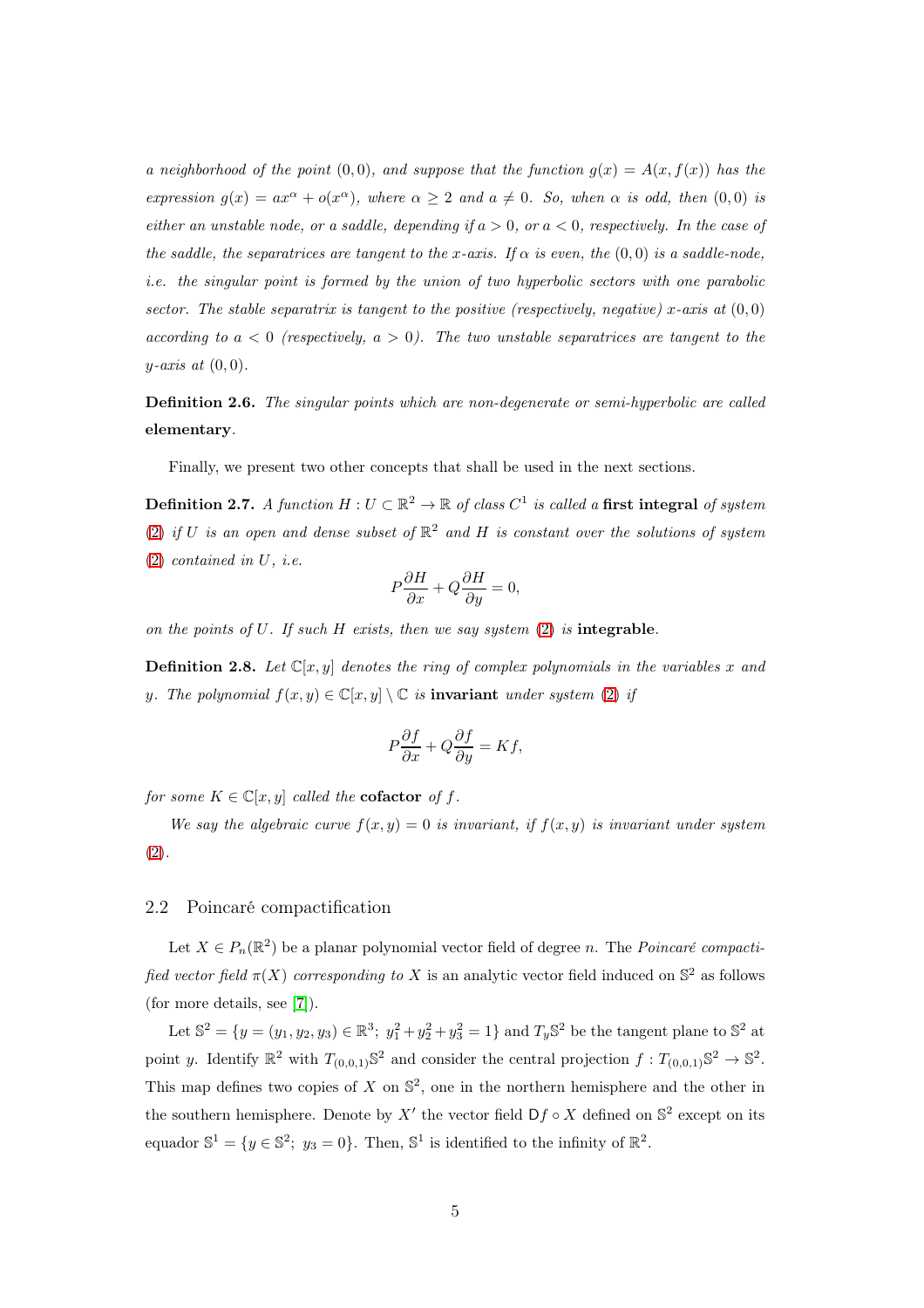*a neighborhood of the point $(0,0)$, and suppose that the function $g(x) = A(x, f(x))$ has the expression $g(x) = ax^\alpha + o(x^\alpha)$, where $\alpha \geq 2$ and $a \neq 0$. So, when $\alpha$ is odd, then $(0,0)$ is either an unstable node, or a saddle, depending if $a > 0$, or $a < 0$, respectively. In the case of the saddle, the separatrices are tangent to the $x$-axis. If $\alpha$ is even, the $(0,0)$ is a saddle-node, i.e. the singular point is formed by the union of two hyperbolic sectors with one parabolic sector. The stable separatrix is tangent to the positive (respectively, negative) $x$-axis at $(0,0)$ according to $a < 0$ (respectively, $a > 0$). The two unstable separatrices are tangent to the $y$-axis at $(0,0)$.*

**Definition 2.6.** *The singular points which are non-degenerate or semi-hyperbolic are called* **elementary**.

Finally, we present two other concepts that shall be used in the next sections.

**Definition 2.7.** *A function $H : U \subset \mathbb{R}^2 \to \mathbb{R}$ of class $C^1$ is called a* **first integral** *of system (2) if $U$ is an open and dense subset of $\mathbb{R}^2$ and $H$ is constant over the solutions of system (2) contained in $U$, i.e.*

$$P\frac{\partial H}{\partial x} + Q\frac{\partial H}{\partial y} = 0,$$

*on the points of $U$. If such $H$ exists, then we say system (2) is* **integrable**.

**Definition 2.8.** *Let $\mathbb{C}[x,y]$ denotes the ring of complex polynomials in the variables $x$ and $y$. The polynomial $f(x,y) \in \mathbb{C}[x,y] \setminus \mathbb{C}$ is* **invariant** *under system (2) if*

$$P\frac{\partial f}{\partial x} + Q\frac{\partial f}{\partial y} = Kf,$$

*for some $K \in \mathbb{C}[x,y]$ called the* **cofactor** *of $f$.*

*We say the algebraic curve $f(x,y) = 0$ is invariant, if $f(x,y)$ is invariant under system (2).*

## 2.2 Poincaré compactification

Let $X \in P_n(\mathbb{R}^2)$ be a planar polynomial vector field of degree $n$. The *Poincaré compactified vector field $\pi(X)$ corresponding to $X$* is an analytic vector field induced on $\mathbb{S}^2$ as follows (for more details, see [7]).

Let $\mathbb{S}^2 = \{y = (y_1, y_2, y_3) \in \mathbb{R}^3;\ y_1^2 + y_2^2 + y_3^2 = 1\}$ and $T_y\mathbb{S}^2$ be the tangent plane to $\mathbb{S}^2$ at point $y$. Identify $\mathbb{R}^2$ with $T_{(0,0,1)}\mathbb{S}^2$ and consider the central projection $f : T_{(0,0,1)}\mathbb{S}^2 \to \mathbb{S}^2$. This map defines two copies of $X$ on $\mathbb{S}^2$, one in the northern hemisphere and the other in the southern hemisphere. Denote by $X'$ the vector field $\mathsf{D}f \circ X$ defined on $\mathbb{S}^2$ except on its equador $\mathbb{S}^1 = \{y \in \mathbb{S}^2;\ y_3 = 0\}$. Then, $\mathbb{S}^1$ is identified to the infinity of $\mathbb{R}^2$.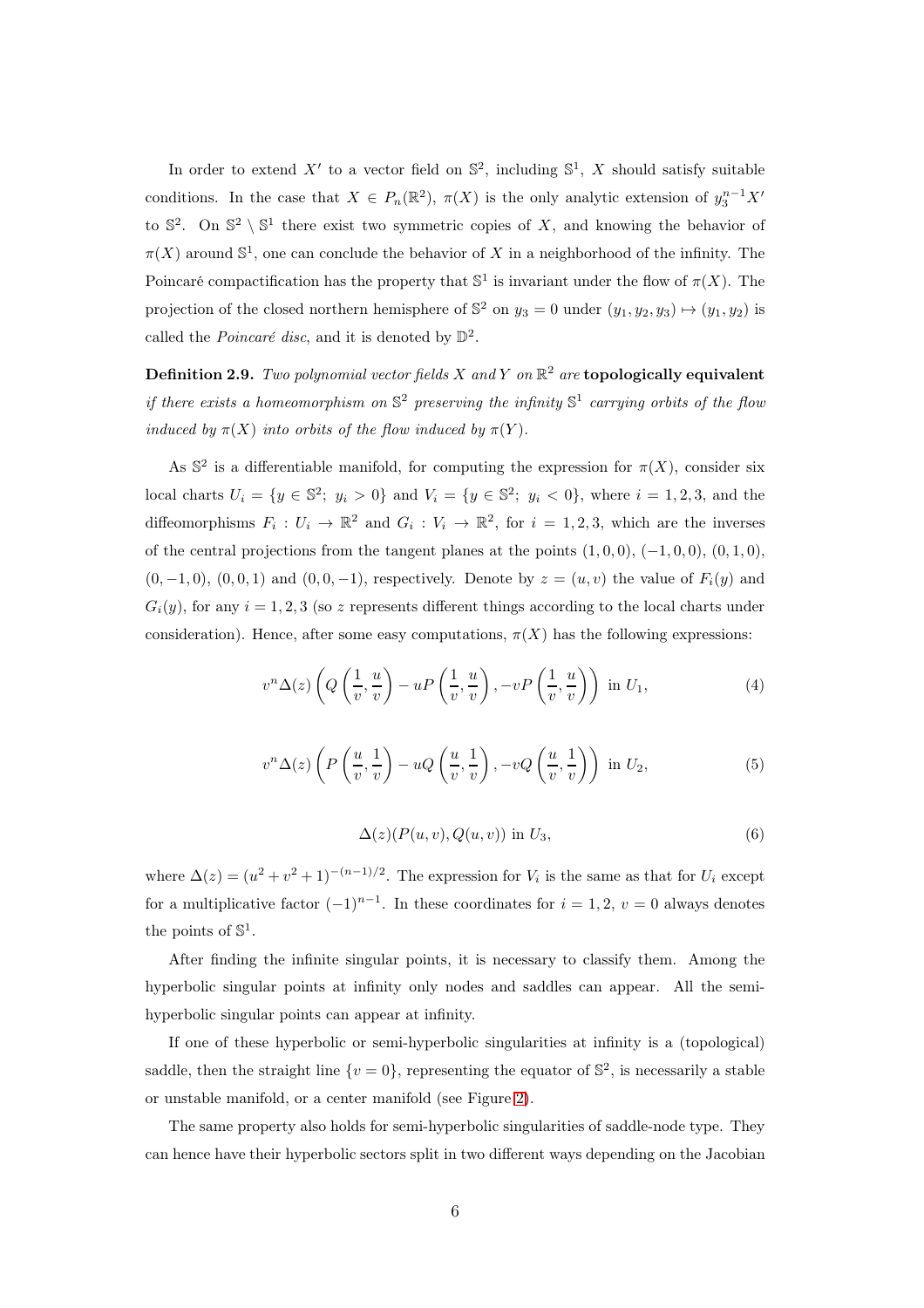In order to extend $X'$ to a vector field on $\mathbb{S}^2$, including $\mathbb{S}^1$, $X$ should satisfy suitable conditions. In the case that $X \in P_n(\mathbb{R}^2)$, $\pi(X)$ is the only analytic extension of $y_3^{n-1}X'$ to $\mathbb{S}^2$. On $\mathbb{S}^2 \setminus \mathbb{S}^1$ there exist two symmetric copies of $X$, and knowing the behavior of $\pi(X)$ around $\mathbb{S}^1$, one can conclude the behavior of $X$ in a neighborhood of the infinity. The Poincaré compactification has the property that $\mathbb{S}^1$ is invariant under the flow of $\pi(X)$. The projection of the closed northern hemisphere of $\mathbb{S}^2$ on $y_3 = 0$ under $(y_1, y_2, y_3) \mapsto (y_1, y_2)$ is called the *Poincaré disc*, and it is denoted by $\mathbb{D}^2$.

**Definition 2.9.** *Two polynomial vector fields $X$ and $Y$ on $\mathbb{R}^2$ are* **topologically equivalent** *if there exists a homeomorphism on $\mathbb{S}^2$ preserving the infinity $\mathbb{S}^1$ carrying orbits of the flow induced by $\pi(X)$ into orbits of the flow induced by $\pi(Y)$.*

As $\mathbb{S}^2$ is a differentiable manifold, for computing the expression for $\pi(X)$, consider six local charts $U_i = \{y \in \mathbb{S}^2;\ y_i > 0\}$ and $V_i = \{y \in \mathbb{S}^2;\ y_i < 0\}$, where $i = 1, 2, 3$, and the diffeomorphisms $F_i : U_i \to \mathbb{R}^2$ and $G_i : V_i \to \mathbb{R}^2$, for $i = 1, 2, 3$, which are the inverses of the central projections from the tangent planes at the points $(1, 0, 0)$, $(-1, 0, 0)$, $(0, 1, 0)$, $(0, -1, 0)$, $(0, 0, 1)$ and $(0, 0, -1)$, respectively. Denote by $z = (u, v)$ the value of $F_i(y)$ and $G_i(y)$, for any $i = 1, 2, 3$ (so $z$ represents different things according to the local charts under consideration). Hence, after some easy computations, $\pi(X)$ has the following expressions:

$$v^n \Delta(z) \left( Q\left(\frac{1}{v}, \frac{u}{v}\right) - uP\left(\frac{1}{v}, \frac{u}{v}\right), -vP\left(\frac{1}{v}, \frac{u}{v}\right) \right) \text{ in } U_1, \tag{4}$$

$$v^n \Delta(z) \left( P\left(\frac{u}{v}, \frac{1}{v}\right) - uQ\left(\frac{u}{v}, \frac{1}{v}\right), -vQ\left(\frac{u}{v}, \frac{1}{v}\right) \right) \text{ in } U_2, \tag{5}$$

$$\Delta(z)(P(u, v), Q(u, v)) \text{ in } U_3, \tag{6}$$

where $\Delta(z) = (u^2 + v^2 + 1)^{-(n-1)/2}$. The expression for $V_i$ is the same as that for $U_i$ except for a multiplicative factor $(-1)^{n-1}$. In these coordinates for $i = 1, 2$, $v = 0$ always denotes the points of $\mathbb{S}^1$.

After finding the infinite singular points, it is necessary to classify them. Among the hyperbolic singular points at infinity only nodes and saddles can appear. All the semi-hyperbolic singular points can appear at infinity.

If one of these hyperbolic or semi-hyperbolic singularities at infinity is a (topological) saddle, then the straight line $\{v = 0\}$, representing the equator of $\mathbb{S}^2$, is necessarily a stable or unstable manifold, or a center manifold (see Figure 2).

The same property also holds for semi-hyperbolic singularities of saddle-node type. They can hence have their hyperbolic sectors split in two different ways depending on the Jacobian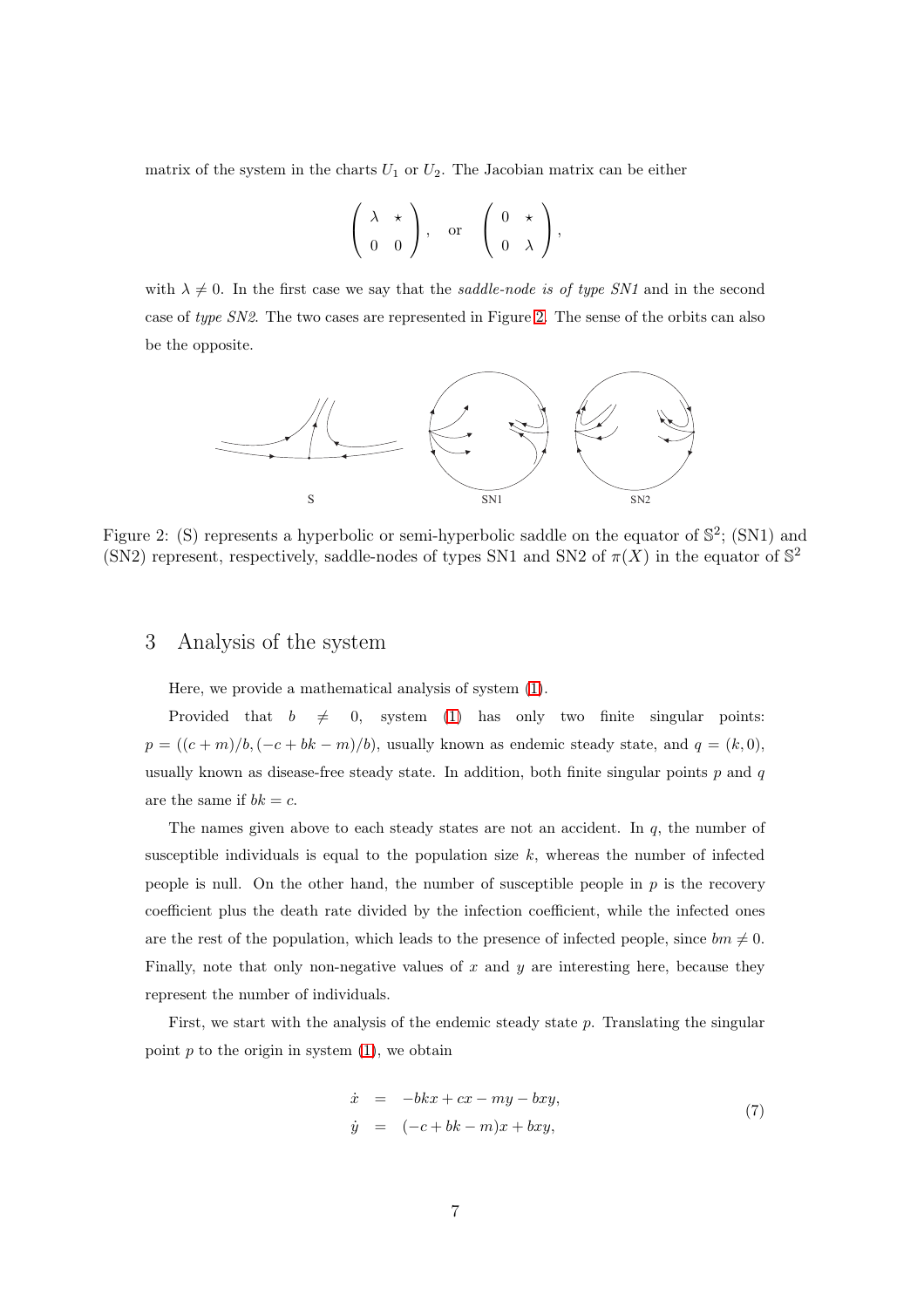matrix of the system in the charts $U_1$ or $U_2$. The Jacobian matrix can be either

$$\begin{pmatrix} \lambda & \star \\ 0 & 0 \end{pmatrix}, \quad \text{or} \quad \begin{pmatrix} 0 & \star \\ 0 & \lambda \end{pmatrix},$$

with $\lambda \neq 0$. In the first case we say that the *saddle-node is of type SN1* and in the second case of *type SN2*. The two cases are represented in Figure 2. The sense of the orbits can also be the opposite.

Figure 2: (S) represents a hyperbolic or semi-hyperbolic saddle on the equator of $\mathbb{S}^2$; (SN1) and (SN2) represent, respectively, saddle-nodes of types SN1 and SN2 of $\pi(X)$ in the equator of $\mathbb{S}^2$

## 3 Analysis of the system

Here, we provide a mathematical analysis of system (1).

Provided that $b \neq 0$, system (1) has only two finite singular points: $p = ((c+m)/b, (-c+bk-m)/b)$, usually known as endemic steady state, and $q = (k, 0)$, usually known as disease-free steady state. In addition, both finite singular points $p$ and $q$ are the same if $bk = c$.

The names given above to each steady states are not an accident. In $q$, the number of susceptible individuals is equal to the population size $k$, whereas the number of infected people is null. On the other hand, the number of susceptible people in $p$ is the recovery coefficient plus the death rate divided by the infection coefficient, while the infected ones are the rest of the population, which leads to the presence of infected people, since $bm \neq 0$. Finally, note that only non-negative values of $x$ and $y$ are interesting here, because they represent the number of individuals.

First, we start with the analysis of the endemic steady state $p$. Translating the singular point $p$ to the origin in system (1), we obtain

$$\begin{aligned} \dot{x} &= -bkx + cx - my - bxy, \\ \dot{y} &= (-c + bk - m)x + bxy, \end{aligned} \tag{7}$$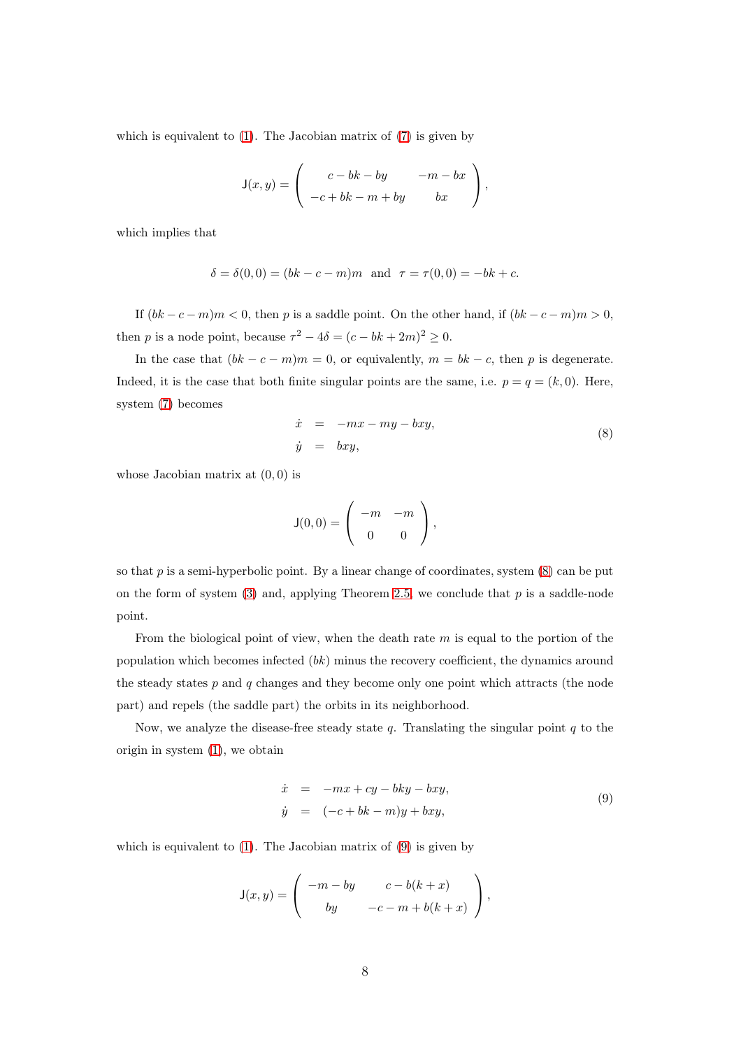which is equivalent to (1). The Jacobian matrix of (7) is given by

$$
\mathsf{J}(x,y) = \left( \begin{array}{cc} c-bk-by & -m-bx \\ -c+bk-m+by & bx \end{array} \right),
$$

which implies that

$$
\delta = \delta(0,0) = (bk-c-m)m \quad \text{and} \quad \tau = \tau(0,0) = -bk+c.
$$

If $(bk-c-m)m<0$, then $p$ is a saddle point. On the other hand, if $(bk-c-m)m>0$, then $p$ is a node point, because $\tau^2-4\delta=(c-bk+2m)^2 \geq 0$.

In the case that $(bk-c-m)m=0$, or equivalently, $m=bk-c$, then $p$ is degenerate. Indeed, it is the case that both finite singular points are the same, i.e. $p=q=(k,0)$. Here, system (7) becomes

$$
\begin{aligned}
\dot{x} &= -mx-my-bxy, \\
\dot{y} &= bxy,
\end{aligned} \tag{8}
$$

whose Jacobian matrix at $(0,0)$ is

$$
\mathsf{J}(0,0) = \left( \begin{array}{cc} -m & -m \\ 0 & 0 \end{array} \right),
$$

so that $p$ is a semi-hyperbolic point. By a linear change of coordinates, system (8) can be put on the form of system (3) and, applying Theorem 2.5, we conclude that $p$ is a saddle-node point.

From the biological point of view, when the death rate $m$ is equal to the portion of the population which becomes infected ($bk$) minus the recovery coefficient, the dynamics around the steady states $p$ and $q$ changes and they become only one point which attracts (the node part) and repels (the saddle part) the orbits in its neighborhood.

Now, we analyze the disease-free steady state $q$. Translating the singular point $q$ to the origin in system (1), we obtain

$$
\begin{aligned}
\dot{x} &= -mx+cy-bky-bxy, \\
\dot{y} &= (-c+bk-m)y+bxy,
\end{aligned} \tag{9}
$$

which is equivalent to (1). The Jacobian matrix of (9) is given by

$$
\mathsf{J}(x,y) = \left( \begin{array}{cc} -m-by & c-b(k+x) \\ by & -c-m+b(k+x) \end{array} \right),
$$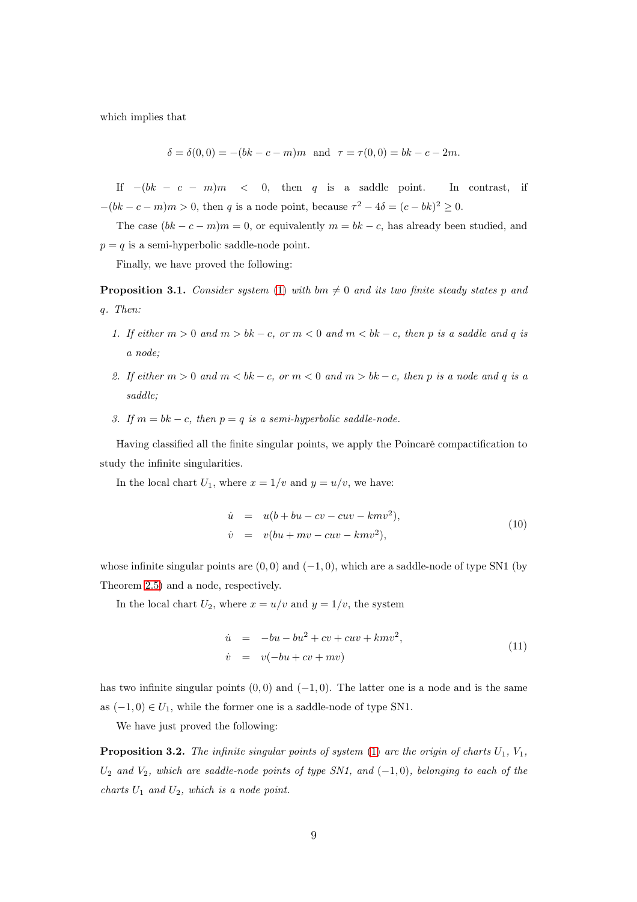which implies that

$$\delta = \delta(0,0) = -(bk - c - m)m \quad \text{and} \quad \tau = \tau(0,0) = bk - c - 2m.$$

If $-(bk - c - m)m < 0$, then $q$ is a saddle point. In contrast, if $-(bk - c - m)m > 0$, then $q$ is a node point, because $\tau^2 - 4\delta = (c - bk)^2 \geq 0$.

The case $(bk - c - m)m = 0$, or equivalently $m = bk - c$, has already been studied, and $p = q$ is a semi-hyperbolic saddle-node point.

Finally, we have proved the following:

**Proposition 3.1.** *Consider system (1) with $bm \neq 0$ and its two finite steady states $p$ and $q$. Then:*

1. *If either $m > 0$ and $m > bk - c$, or $m < 0$ and $m < bk - c$, then $p$ is a saddle and $q$ is a node;*
2. *If either $m > 0$ and $m < bk - c$, or $m < 0$ and $m > bk - c$, then $p$ is a node and $q$ is a saddle;*
3. *If $m = bk - c$, then $p = q$ is a semi-hyperbolic saddle-node.*

Having classified all the finite singular points, we apply the Poincaré compactification to study the infinite singularities.

In the local chart $U_1$, where $x = 1/v$ and $y = u/v$, we have:

$$\begin{aligned}
\dot{u} &= u(b + bu - cv - cuv - kmv^2), \\
\dot{v} &= v(bu + mv - cuv - kmv^2),
\end{aligned} \tag{10}$$

whose infinite singular points are $(0,0)$ and $(-1,0)$, which are a saddle-node of type SN1 (by Theorem 2.5) and a node, respectively.

In the local chart $U_2$, where $x = u/v$ and $y = 1/v$, the system

$$\begin{aligned}
\dot{u} &= -bu - bu^2 + cv + cuv + kmv^2, \\
\dot{v} &= v(-bu + cv + mv)
\end{aligned} \tag{11}$$

has two infinite singular points $(0,0)$ and $(-1,0)$. The latter one is a node and is the same as $(-1,0) \in U_1$, while the former one is a saddle-node of type SN1.

We have just proved the following:

**Proposition 3.2.** *The infinite singular points of system (1) are the origin of charts $U_1$, $V_1$, $U_2$ and $V_2$, which are saddle-node points of type SN1, and $(-1,0)$, belonging to each of the charts $U_1$ and $U_2$, which is a node point.*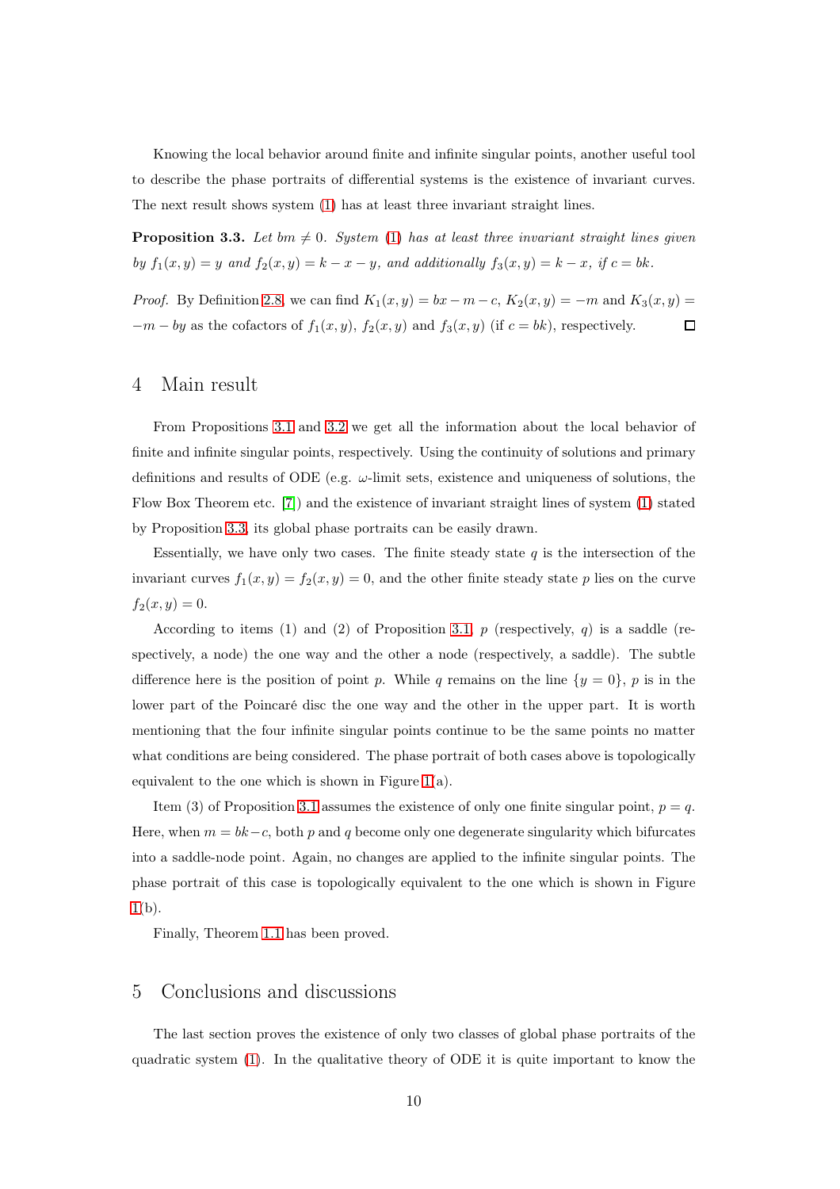Knowing the local behavior around finite and infinite singular points, another useful tool to describe the phase portraits of differential systems is the existence of invariant curves. The next result shows system (1) has at least three invariant straight lines.

**Proposition 3.3.** *Let $bm \neq 0$. System (1) has at least three invariant straight lines given by $f_1(x, y) = y$ and $f_2(x, y) = k - x - y$, and additionally $f_3(x, y) = k - x$, if $c = bk$.*

*Proof.* By Definition 2.8, we can find $K_1(x, y) = bx - m - c$, $K_2(x, y) = -m$ and $K_3(x, y) = -m - by$ as the cofactors of $f_1(x, y)$, $f_2(x, y)$ and $f_3(x, y)$ (if $c = bk$), respectively. □

## 4 Main result

From Propositions 3.1 and 3.2 we get all the information about the local behavior of finite and infinite singular points, respectively. Using the continuity of solutions and primary definitions and results of ODE (e.g. $\omega$-limit sets, existence and uniqueness of solutions, the Flow Box Theorem etc. [7]) and the existence of invariant straight lines of system (1) stated by Proposition 3.3, its global phase portraits can be easily drawn.

Essentially, we have only two cases. The finite steady state $q$ is the intersection of the invariant curves $f_1(x, y) = f_2(x, y) = 0$, and the other finite steady state $p$ lies on the curve $f_2(x, y) = 0$.

According to items (1) and (2) of Proposition 3.1, $p$ (respectively, $q$) is a saddle (respectively, a node) the one way and the other a node (respectively, a saddle). The subtle difference here is the position of point $p$. While $q$ remains on the line $\{y = 0\}$, $p$ is in the lower part of the Poincaré disc the one way and the other in the upper part. It is worth mentioning that the four infinite singular points continue to be the same points no matter what conditions are being considered. The phase portrait of both cases above is topologically equivalent to the one which is shown in Figure 1(a).

Item (3) of Proposition 3.1 assumes the existence of only one finite singular point, $p = q$. Here, when $m = bk - c$, both $p$ and $q$ become only one degenerate singularity which bifurcates into a saddle-node point. Again, no changes are applied to the infinite singular points. The phase portrait of this case is topologically equivalent to the one which is shown in Figure 1(b).

Finally, Theorem 1.1 has been proved.

## 5 Conclusions and discussions

The last section proves the existence of only two classes of global phase portraits of the quadratic system (1). In the qualitative theory of ODE it is quite important to know the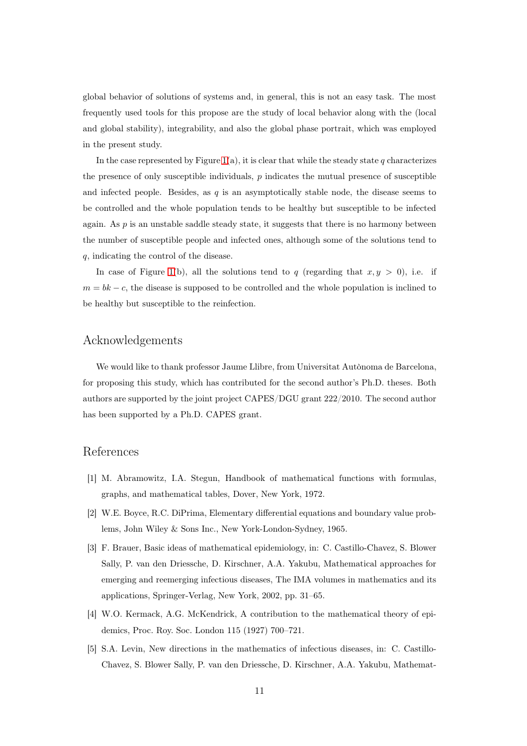global behavior of solutions of systems and, in general, this is not an easy task. The most frequently used tools for this propose are the study of local behavior along with the (local and global stability), integrability, and also the global phase portrait, which was employed in the present study.

In the case represented by Figure 1(a), it is clear that while the steady state $q$ characterizes the presence of only susceptible individuals, $p$ indicates the mutual presence of susceptible and infected people. Besides, as $q$ is an asymptotically stable node, the disease seems to be controlled and the whole population tends to be healthy but susceptible to be infected again. As $p$ is an unstable saddle steady state, it suggests that there is no harmony between the number of susceptible people and infected ones, although some of the solutions tend to $q$, indicating the control of the disease.

In case of Figure 1(b), all the solutions tend to $q$ (regarding that $x, y > 0$), i.e. if $m = bk - c$, the disease is supposed to be controlled and the whole population is inclined to be healthy but susceptible to the reinfection.

## Acknowledgements

We would like to thank professor Jaume Llibre, from Universitat Autònoma de Barcelona, for proposing this study, which has contributed for the second author's Ph.D. theses. Both authors are supported by the joint project CAPES/DGU grant 222/2010. The second author has been supported by a Ph.D. CAPES grant.

## References

[1] M. Abramowitz, I.A. Stegun, Handbook of mathematical functions with formulas, graphs, and mathematical tables, Dover, New York, 1972.

[2] W.E. Boyce, R.C. DiPrima, Elementary differential equations and boundary value problems, John Wiley & Sons Inc., New York-London-Sydney, 1965.

[3] F. Brauer, Basic ideas of mathematical epidemiology, in: C. Castillo-Chavez, S. Blower Sally, P. van den Driessche, D. Kirschner, A.A. Yakubu, Mathematical approaches for emerging and reemerging infectious diseases, The IMA volumes in mathematics and its applications, Springer-Verlag, New York, 2002, pp. 31–65.

[4] W.O. Kermack, A.G. McKendrick, A contribution to the mathematical theory of epidemics, Proc. Roy. Soc. London 115 (1927) 700–721.

[5] S.A. Levin, New directions in the mathematics of infectious diseases, in: C. Castillo-Chavez, S. Blower Sally, P. van den Driessche, D. Kirschner, A.A. Yakubu, Mathemat-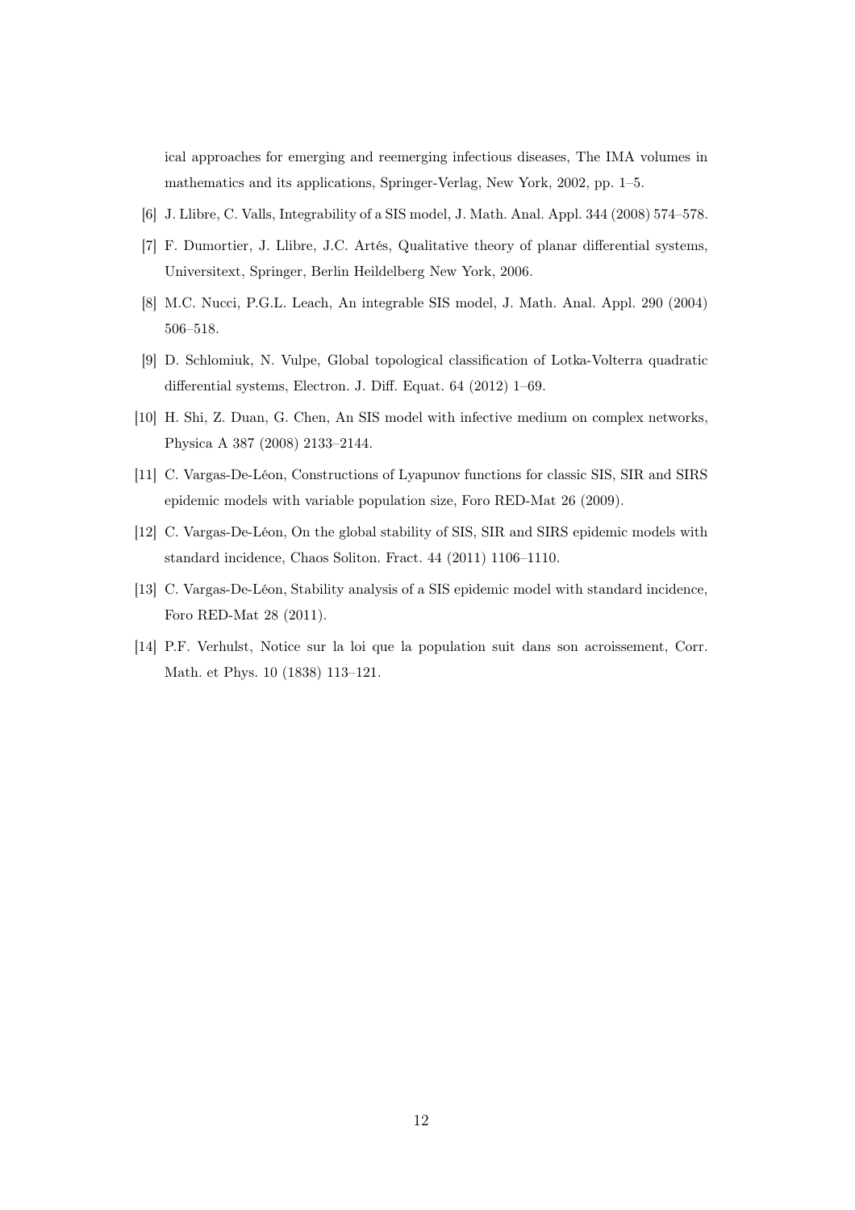ical approaches for emerging and reemerging infectious diseases, The IMA volumes in mathematics and its applications, Springer-Verlag, New York, 2002, pp. 1–5.

[6] J. Llibre, C. Valls, Integrability of a SIS model, J. Math. Anal. Appl. 344 (2008) 574–578.

[7] F. Dumortier, J. Llibre, J.C. Artés, Qualitative theory of planar differential systems, Universitext, Springer, Berlin Heildelberg New York, 2006.

[8] M.C. Nucci, P.G.L. Leach, An integrable SIS model, J. Math. Anal. Appl. 290 (2004) 506–518.

[9] D. Schlomiuk, N. Vulpe, Global topological classification of Lotka-Volterra quadratic differential systems, Electron. J. Diff. Equat. 64 (2012) 1–69.

[10] H. Shi, Z. Duan, G. Chen, An SIS model with infective medium on complex networks, Physica A 387 (2008) 2133–2144.

[11] C. Vargas-De-Léon, Constructions of Lyapunov functions for classic SIS, SIR and SIRS epidemic models with variable population size, Foro RED-Mat 26 (2009).

[12] C. Vargas-De-Léon, On the global stability of SIS, SIR and SIRS epidemic models with standard incidence, Chaos Soliton. Fract. 44 (2011) 1106–1110.

[13] C. Vargas-De-Léon, Stability analysis of a SIS epidemic model with standard incidence, Foro RED-Mat 28 (2011).

[14] P.F. Verhulst, Notice sur la loi que la population suit dans son acroissement, Corr. Math. et Phys. 10 (1838) 113–121.